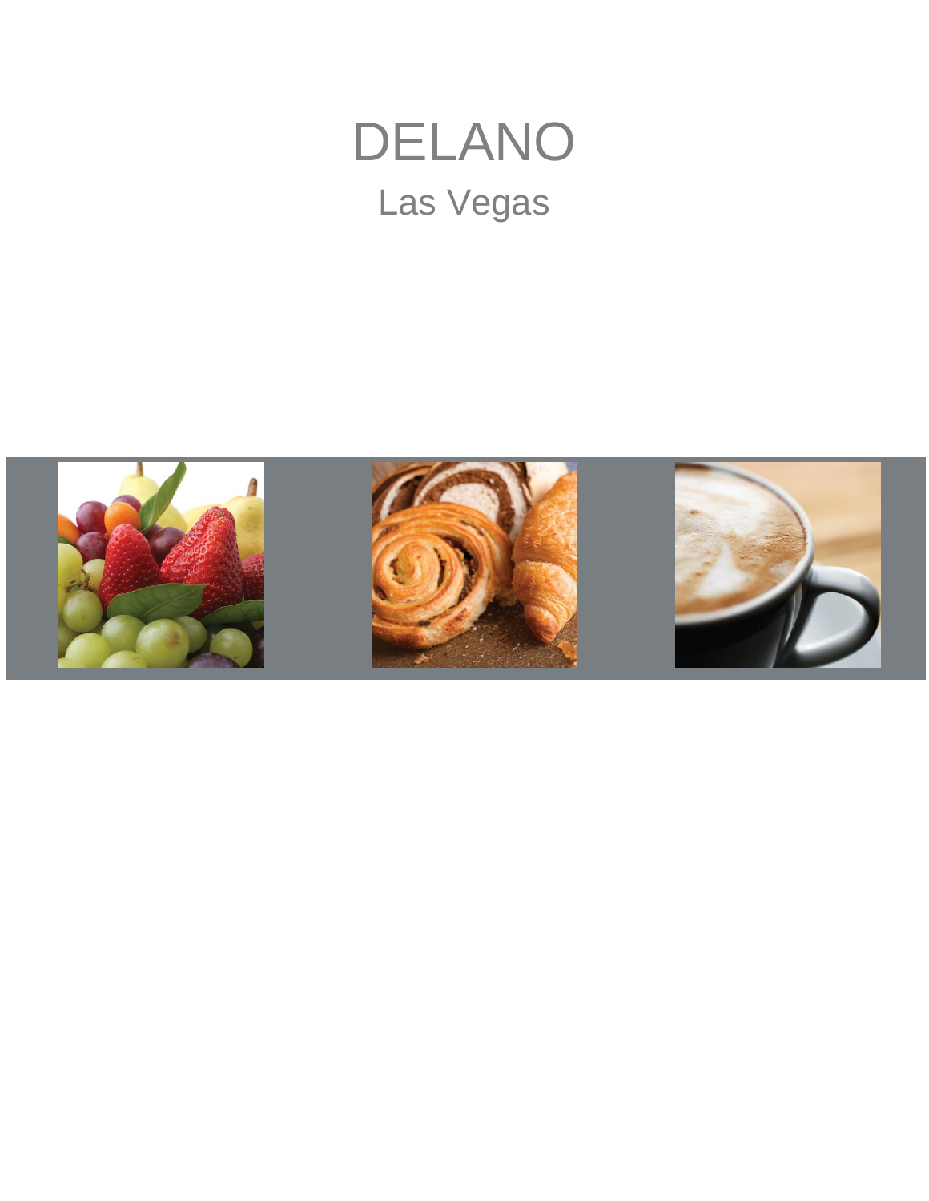# DELANO

## Las Vegas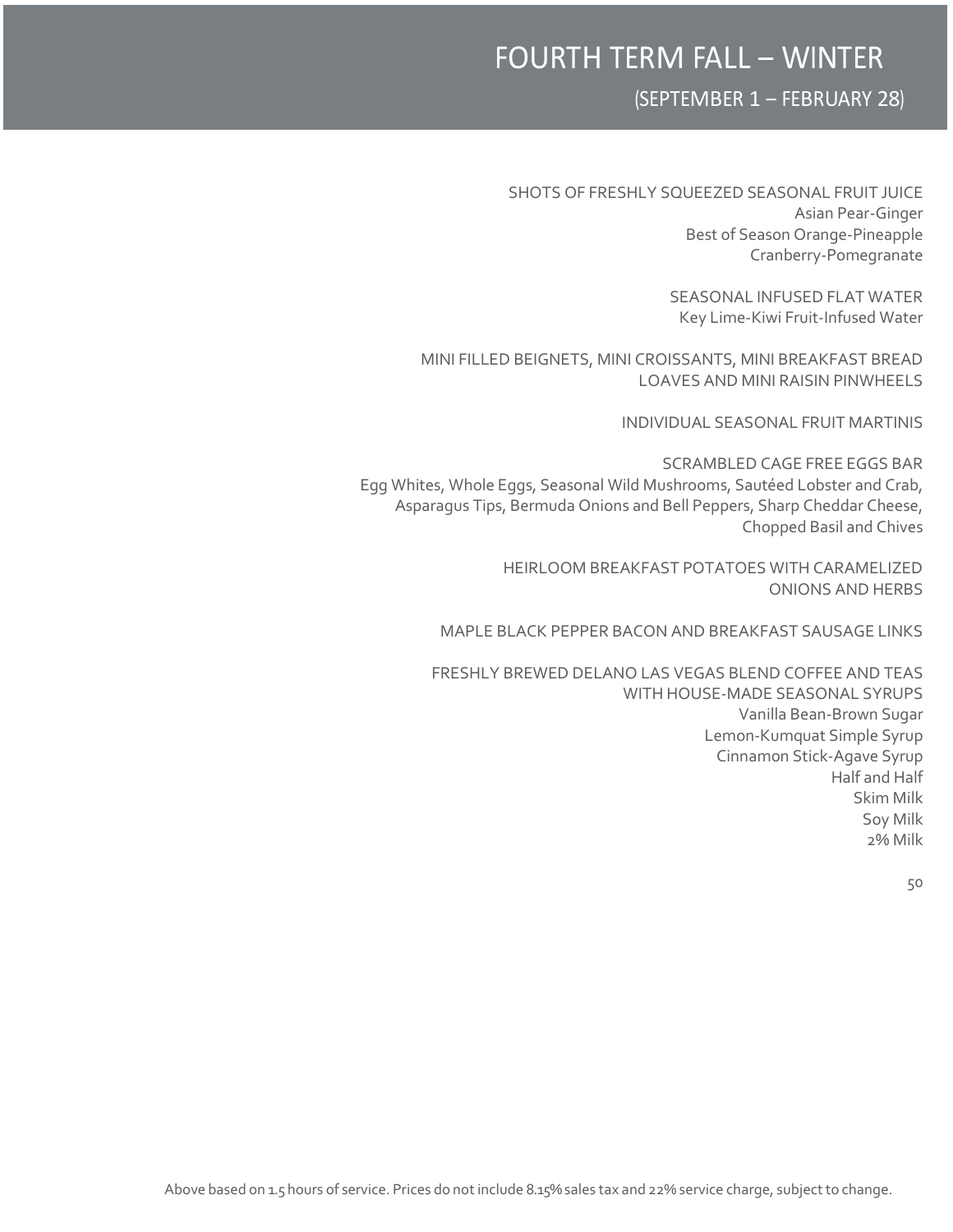# FOURTH TERM FALL – WINTER

## (SEPTEMBER 1 – FEBRUARY 28)

SHOTS OF FRESHLY SQUEEZED SEASONAL FRUIT JUICE
Asian Pear-Ginger
Best of Season Orange-Pineapple
Cranberry-Pomegranate

SEASONAL INFUSED FLAT WATER
Key Lime-Kiwi Fruit-Infused Water

MINI FILLED BEIGNETS, MINI CROISSANTS, MINI BREAKFAST BREAD LOAVES AND MINI RAISIN PINWHEELS

INDIVIDUAL SEASONAL FRUIT MARTINIS

SCRAMBLED CAGE FREE EGGS BAR
Egg Whites, Whole Eggs, Seasonal Wild Mushrooms, Sautéed Lobster and Crab, Asparagus Tips, Bermuda Onions and Bell Peppers, Sharp Cheddar Cheese, Chopped Basil and Chives

HEIRLOOM BREAKFAST POTATOES WITH CARAMELIZED ONIONS AND HERBS

MAPLE BLACK PEPPER BACON AND BREAKFAST SAUSAGE LINKS

FRESHLY BREWED DELANO LAS VEGAS BLEND COFFEE AND TEAS WITH HOUSE-MADE SEASONAL SYRUPS
Vanilla Bean-Brown Sugar
Lemon-Kumquat Simple Syrup
Cinnamon Stick-Agave Syrup
Half and Half
Skim Milk
Soy Milk
2% Milk

50

Above based on 1.5 hours of service. Prices do not include 8.15% sales tax and 22% service charge, subject to change.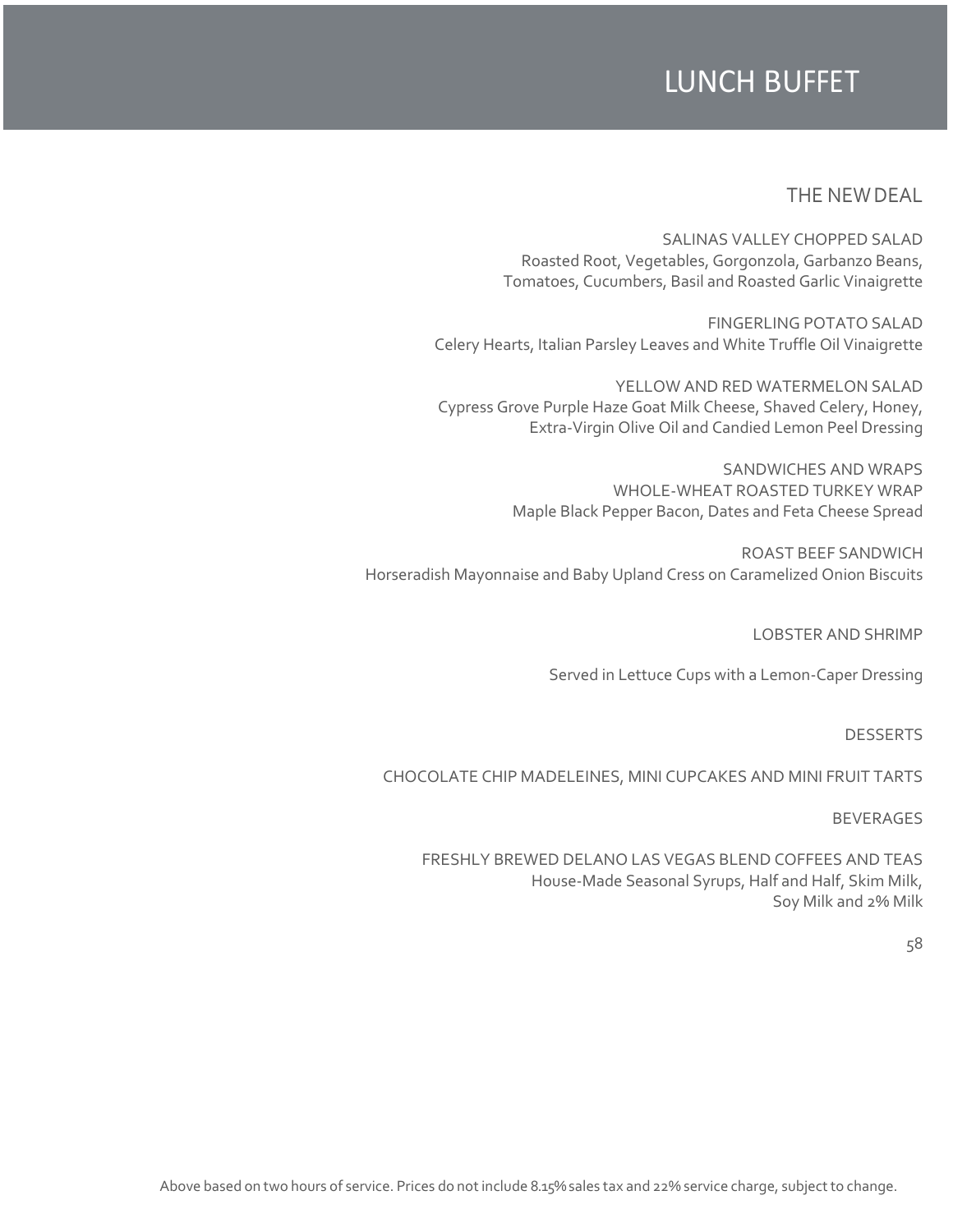# LUNCH BUFFET

## THE NEW DEAL

SALINAS VALLEY CHOPPED SALAD
Roasted Root, Vegetables, Gorgonzola, Garbanzo Beans, Tomatoes, Cucumbers, Basil and Roasted Garlic Vinaigrette

FINGERLING POTATO SALAD
Celery Hearts, Italian Parsley Leaves and White Truffle Oil Vinaigrette

YELLOW AND RED WATERMELON SALAD
Cypress Grove Purple Haze Goat Milk Cheese, Shaved Celery, Honey, Extra-Virgin Olive Oil and Candied Lemon Peel Dressing

SANDWICHES AND WRAPS
WHOLE-WHEAT ROASTED TURKEY WRAP
Maple Black Pepper Bacon, Dates and Feta Cheese Spread

ROAST BEEF SANDWICH
Horseradish Mayonnaise and Baby Upland Cress on Caramelized Onion Biscuits

LOBSTER AND SHRIMP

Served in Lettuce Cups with a Lemon-Caper Dressing

DESSERTS

CHOCOLATE CHIP MADELEINES, MINI CUPCAKES AND MINI FRUIT TARTS

BEVERAGES

FRESHLY BREWED DELANO LAS VEGAS BLEND COFFEES AND TEAS
House-Made Seasonal Syrups, Half and Half, Skim Milk, Soy Milk and 2% Milk

58

Above based on two hours of service. Prices do not include 8.15% sales tax and 22% service charge, subject to change.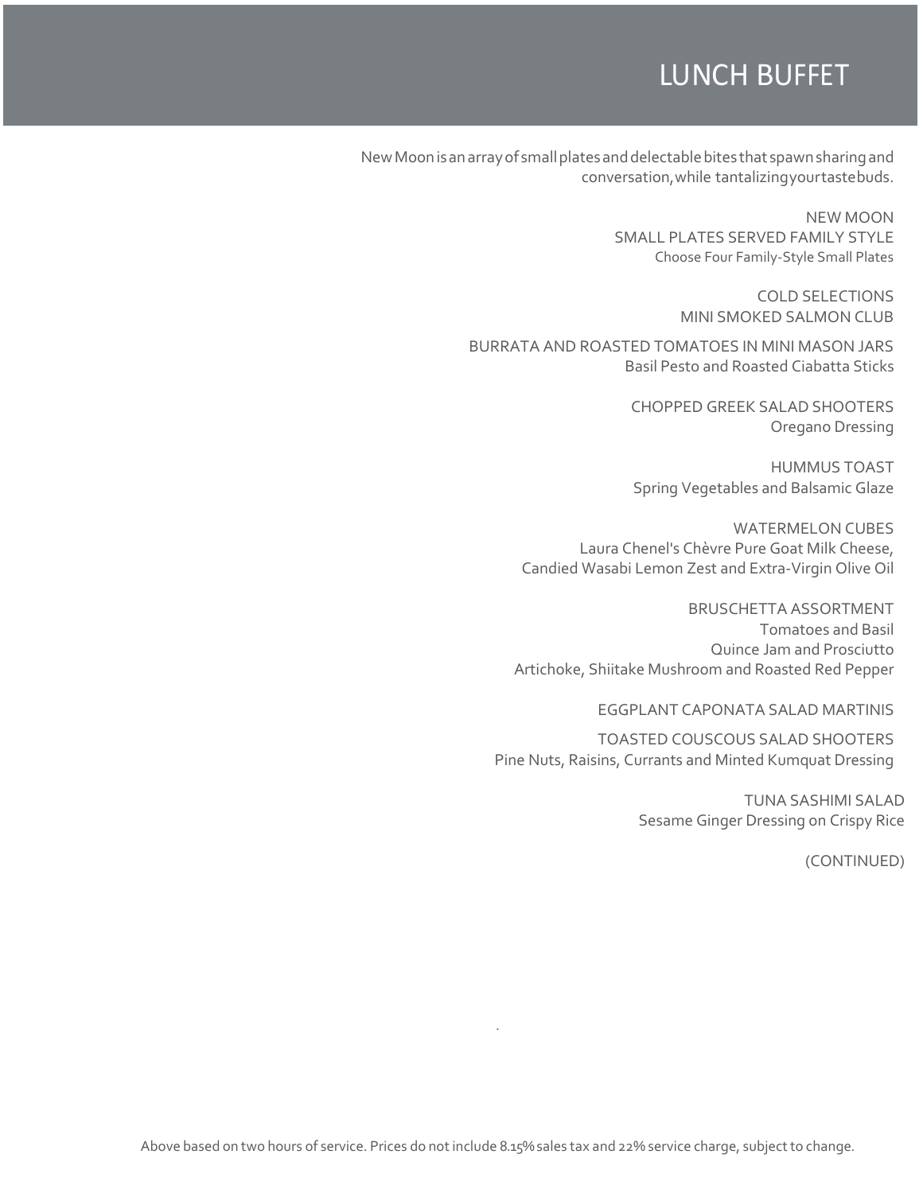# LUNCH BUFFET

New Moon is an array of small plates and delectable bites that spawn sharing and conversation, while tantalizing your taste buds.

## NEW MOON

### SMALL PLATES SERVED FAMILY STYLE

Choose Four Family-Style Small Plates

### COLD SELECTIONS

MINI SMOKED SALMON CLUB

BURRATA AND ROASTED TOMATOES IN MINI MASON JARS
Basil Pesto and Roasted Ciabatta Sticks

CHOPPED GREEK SALAD SHOOTERS
Oregano Dressing

HUMMUS TOAST
Spring Vegetables and Balsamic Glaze

WATERMELON CUBES
Laura Chenel's Chèvre Pure Goat Milk Cheese,
Candied Wasabi Lemon Zest and Extra-Virgin Olive Oil

BRUSCHETTA ASSORTMENT
Tomatoes and Basil
Quince Jam and Prosciutto
Artichoke, Shiitake Mushroom and Roasted Red Pepper

EGGPLANT CAPONATA SALAD MARTINIS

TOASTED COUSCOUS SALAD SHOOTERS
Pine Nuts, Raisins, Currants and Minted Kumquat Dressing

TUNA SASHIMI SALAD
Sesame Ginger Dressing on Crispy Rice

(CONTINUED)

Above based on two hours of service. Prices do not include 8.15% sales tax and 22% service charge, subject to change.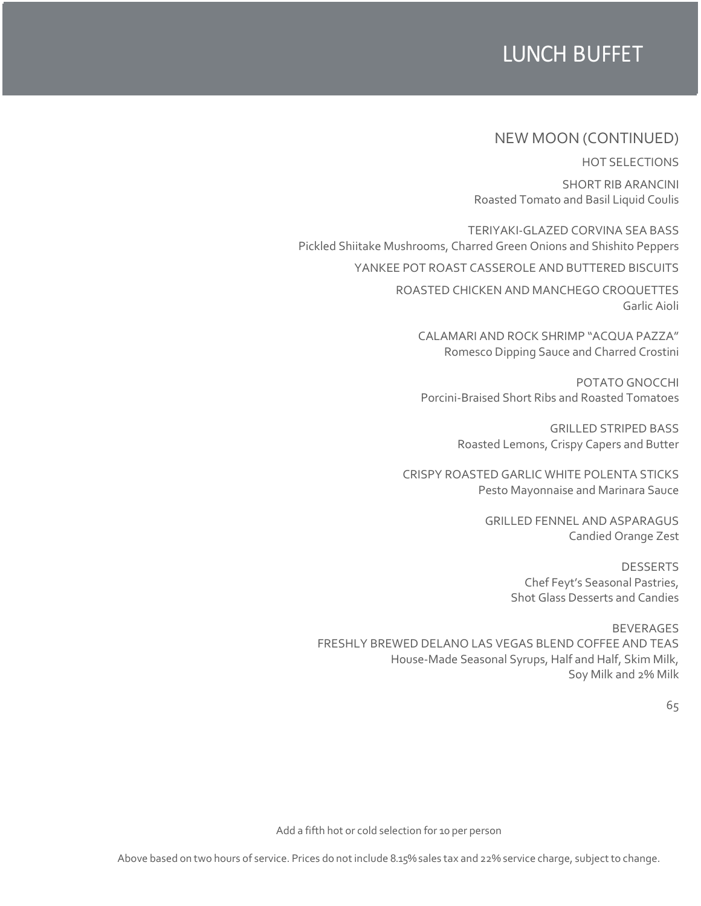# LUNCH BUFFET

## NEW MOON (CONTINUED)

### HOT SELECTIONS

SHORT RIB ARANCINI
Roasted Tomato and Basil Liquid Coulis

TERIYAKI-GLAZED CORVINA SEA BASS
Pickled Shiitake Mushrooms, Charred Green Onions and Shishito Peppers

YANKEE POT ROAST CASSEROLE AND BUTTERED BISCUITS

ROASTED CHICKEN AND MANCHEGO CROQUETTES
Garlic Aioli

CALAMARI AND ROCK SHRIMP "ACQUA PAZZA"
Romesco Dipping Sauce and Charred Crostini

POTATO GNOCCHI
Porcini-Braised Short Ribs and Roasted Tomatoes

GRILLED STRIPED BASS
Roasted Lemons, Crispy Capers and Butter

CRISPY ROASTED GARLIC WHITE POLENTA STICKS
Pesto Mayonnaise and Marinara Sauce

GRILLED FENNEL AND ASPARAGUS
Candied Orange Zest

### DESSERTS

Chef Feyt's Seasonal Pastries,
Shot Glass Desserts and Candies

### BEVERAGES

FRESHLY BREWED DELANO LAS VEGAS BLEND COFFEE AND TEAS
House-Made Seasonal Syrups, Half and Half, Skim Milk,
Soy Milk and 2% Milk

65

Add a fifth hot or cold selection for 10 per person

Above based on two hours of service. Prices do not include 8.15% sales tax and 22% service charge, subject to change.